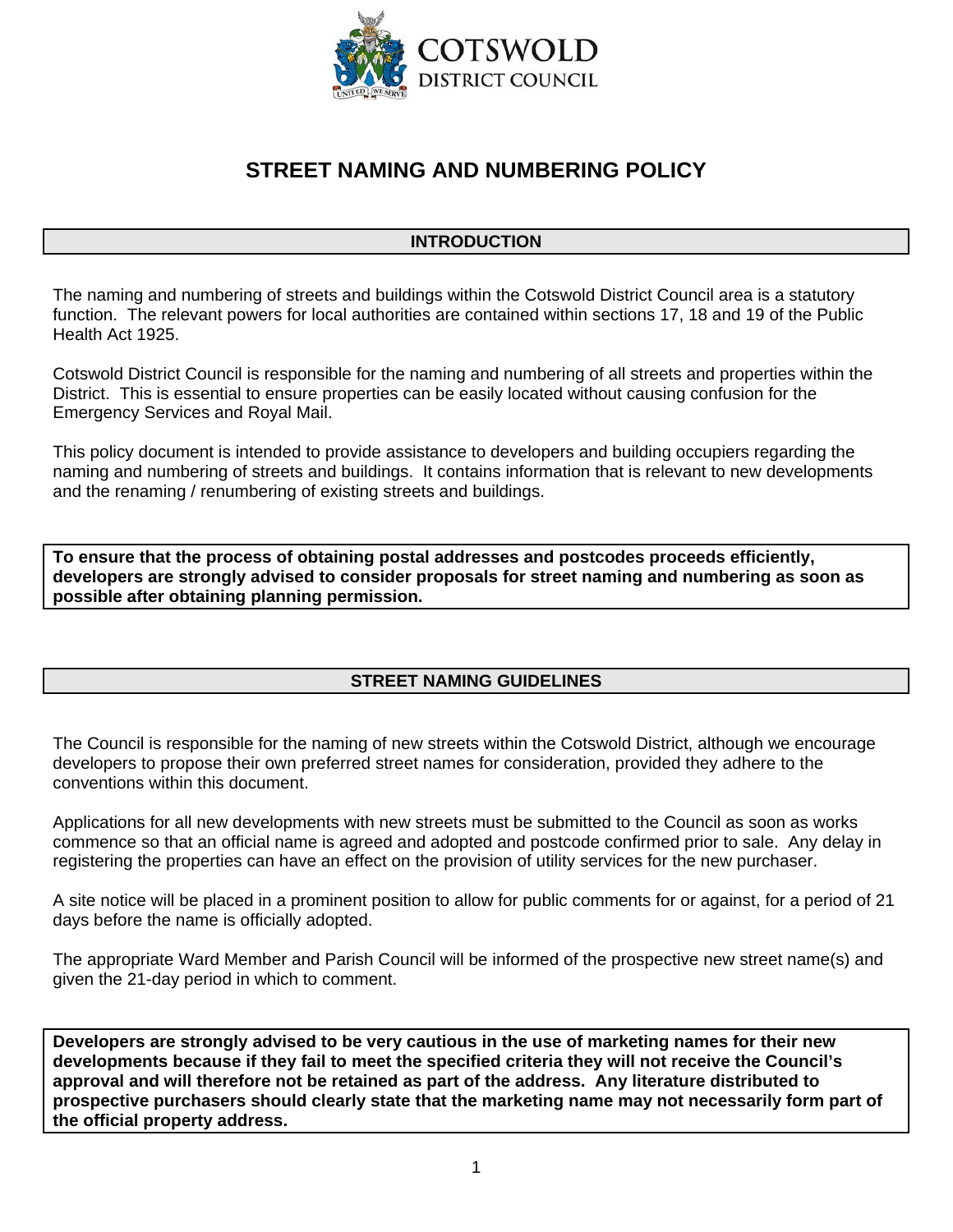COTSWOLD DISTRICT COUNCIL

# STREET NAMING AND NUMBERING POLICY

## INTRODUCTION

The naming and numbering of streets and buildings within the Cotswold District Council area is a statutory function. The relevant powers for local authorities are contained within sections 17, 18 and 19 of the Public Health Act 1925.

Cotswold District Council is responsible for the naming and numbering of all streets and properties within the District. This is essential to ensure properties can be easily located without causing confusion for the Emergency Services and Royal Mail.

This policy document is intended to provide assistance to developers and building occupiers regarding the naming and numbering of streets and buildings. It contains information that is relevant to new developments and the renaming / renumbering of existing streets and buildings.

**To ensure that the process of obtaining postal addresses and postcodes proceeds efficiently, developers are strongly advised to consider proposals for street naming and numbering as soon as possible after obtaining planning permission.**

## STREET NAMING GUIDELINES

The Council is responsible for the naming of new streets within the Cotswold District, although we encourage developers to propose their own preferred street names for consideration, provided they adhere to the conventions within this document.

Applications for all new developments with new streets must be submitted to the Council as soon as works commence so that an official name is agreed and adopted and postcode confirmed prior to sale. Any delay in registering the properties can have an effect on the provision of utility services for the new purchaser.

A site notice will be placed in a prominent position to allow for public comments for or against, for a period of 21 days before the name is officially adopted.

The appropriate Ward Member and Parish Council will be informed of the prospective new street name(s) and given the 21-day period in which to comment.

**Developers are strongly advised to be very cautious in the use of marketing names for their new developments because if they fail to meet the specified criteria they will not receive the Council's approval and will therefore not be retained as part of the address. Any literature distributed to prospective purchasers should clearly state that the marketing name may not necessarily form part of the official property address.**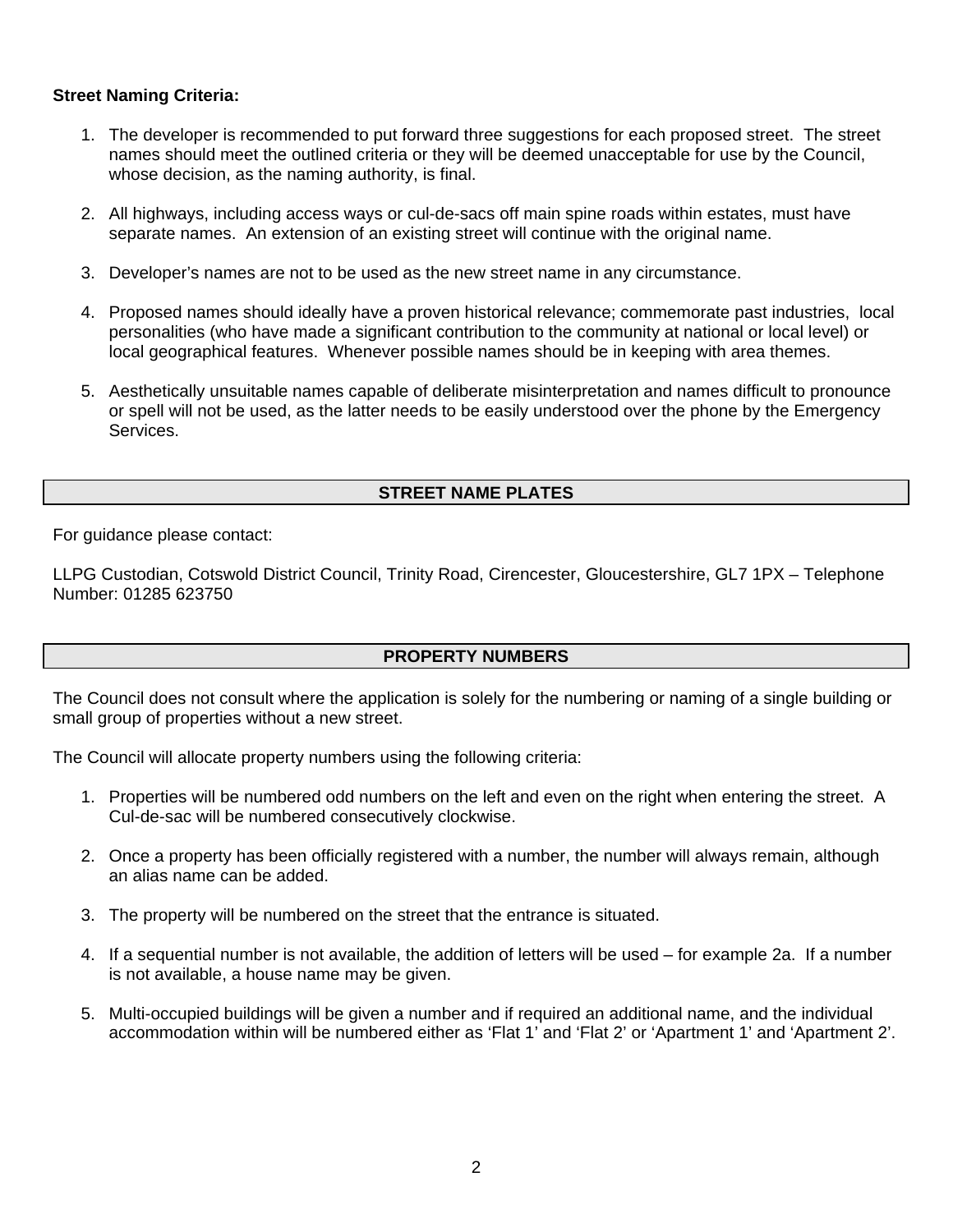**Street Naming Criteria:**

1. The developer is recommended to put forward three suggestions for each proposed street. The street names should meet the outlined criteria or they will be deemed unacceptable for use by the Council, whose decision, as the naming authority, is final.

2. All highways, including access ways or cul-de-sacs off main spine roads within estates, must have separate names. An extension of an existing street will continue with the original name.

3. Developer's names are not to be used as the new street name in any circumstance.

4. Proposed names should ideally have a proven historical relevance; commemorate past industries, local personalities (who have made a significant contribution to the community at national or local level) or local geographical features. Whenever possible names should be in keeping with area themes.

5. Aesthetically unsuitable names capable of deliberate misinterpretation and names difficult to pronounce or spell will not be used, as the latter needs to be easily understood over the phone by the Emergency Services.

## STREET NAME PLATES

For guidance please contact:

LLPG Custodian, Cotswold District Council, Trinity Road, Cirencester, Gloucestershire, GL7 1PX – Telephone Number: 01285 623750

## PROPERTY NUMBERS

The Council does not consult where the application is solely for the numbering or naming of a single building or small group of properties without a new street.

The Council will allocate property numbers using the following criteria:

1. Properties will be numbered odd numbers on the left and even on the right when entering the street. A Cul-de-sac will be numbered consecutively clockwise.

2. Once a property has been officially registered with a number, the number will always remain, although an alias name can be added.

3. The property will be numbered on the street that the entrance is situated.

4. If a sequential number is not available, the addition of letters will be used – for example 2a. If a number is not available, a house name may be given.

5. Multi-occupied buildings will be given a number and if required an additional name, and the individual accommodation within will be numbered either as 'Flat 1' and 'Flat 2' or 'Apartment 1' and 'Apartment 2'.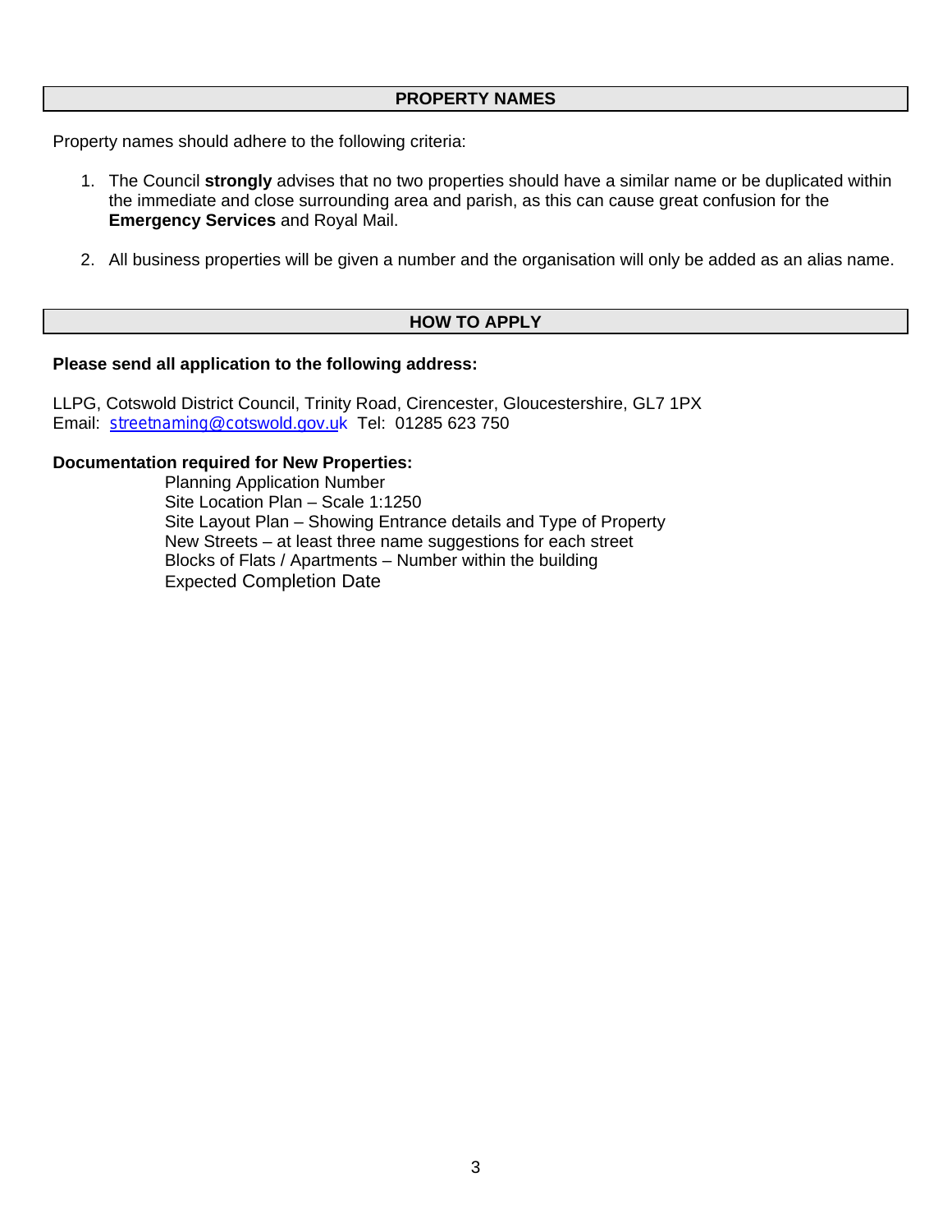## PROPERTY NAMES

Property names should adhere to the following criteria:

1. The Council **strongly** advises that no two properties should have a similar name or be duplicated within the immediate and close surrounding area and parish, as this can cause great confusion for the **Emergency Services** and Royal Mail.

2. All business properties will be given a number and the organisation will only be added as an alias name.

## HOW TO APPLY

**Please send all application to the following address:**

LLPG, Cotswold District Council, Trinity Road, Cirencester, Gloucestershire, GL7 1PX
Email: streetnaming@cotswold.gov.uk Tel: 01285 623 750

**Documentation required for New Properties:**

Planning Application Number
Site Location Plan – Scale 1:1250
Site Layout Plan – Showing Entrance details and Type of Property
New Streets – at least three name suggestions for each street
Blocks of Flats / Apartments – Number within the building
Expected Completion Date